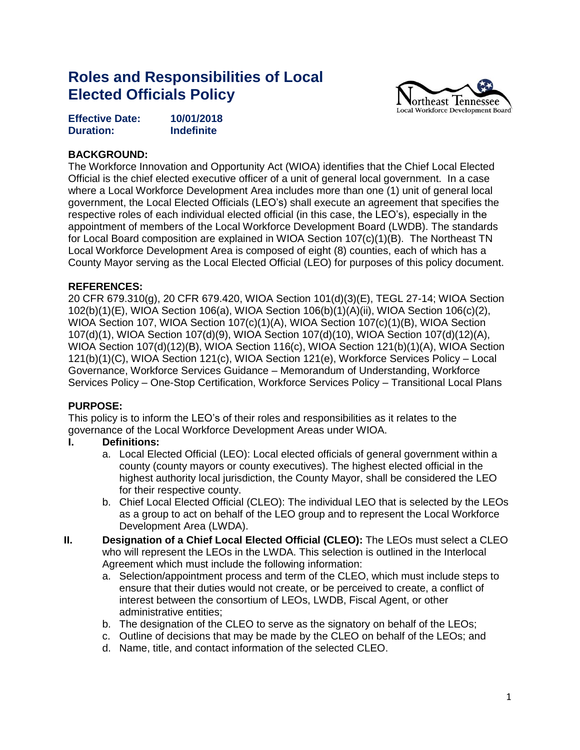# Roles and Responsibilities of Local Elected Officials Policy

**Effective Date:** **10/01/2018**
**Duration:** **Indefinite**

**BACKGROUND:**
The Workforce Innovation and Opportunity Act (WIOA) identifies that the Chief Local Elected Official is the chief elected executive officer of a unit of general local government. In a case where a Local Workforce Development Area includes more than one (1) unit of general local government, the Local Elected Officials (LEO's) shall execute an agreement that specifies the respective roles of each individual elected official (in this case, the LEO's), especially in the appointment of members of the Local Workforce Development Board (LWDB). The standards for Local Board composition are explained in WIOA Section 107(c)(1)(B). The Northeast TN Local Workforce Development Area is composed of eight (8) counties, each of which has a County Mayor serving as the Local Elected Official (LEO) for purposes of this policy document.

**REFERENCES:**
20 CFR 679.310(g), 20 CFR 679.420, WIOA Section 101(d)(3)(E), TEGL 27-14; WIOA Section 102(b)(1)(E), WIOA Section 106(a), WIOA Section 106(b)(1)(A)(ii), WIOA Section 106(c)(2), WIOA Section 107, WIOA Section 107(c)(1)(A), WIOA Section 107(c)(1)(B), WIOA Section 107(d)(1), WIOA Section 107(d)(9), WIOA Section 107(d)(10), WIOA Section 107(d)(12)(A), WIOA Section 107(d)(12)(B), WIOA Section 116(c), WIOA Section 121(b)(1)(A), WIOA Section 121(b)(1)(C), WIOA Section 121(c), WIOA Section 121(e), Workforce Services Policy – Local Governance, Workforce Services Guidance – Memorandum of Understanding, Workforce Services Policy – One-Stop Certification, Workforce Services Policy – Transitional Local Plans

**PURPOSE:**
This policy is to inform the LEO's of their roles and responsibilities as it relates to the governance of the Local Workforce Development Areas under WIOA.

**I. Definitions:**

a. Local Elected Official (LEO): Local elected officials of general government within a county (county mayors or county executives). The highest elected official in the highest authority local jurisdiction, the County Mayor, shall be considered the LEO for their respective county.

b. Chief Local Elected Official (CLEO): The individual LEO that is selected by the LEOs as a group to act on behalf of the LEO group and to represent the Local Workforce Development Area (LWDA).

**II. Designation of a Chief Local Elected Official (CLEO):** The LEOs must select a CLEO who will represent the LEOs in the LWDA. This selection is outlined in the Interlocal Agreement which must include the following information:

a. Selection/appointment process and term of the CLEO, which must include steps to ensure that their duties would not create, or be perceived to create, a conflict of interest between the consortium of LEOs, LWDB, Fiscal Agent, or other administrative entities;

b. The designation of the CLEO to serve as the signatory on behalf of the LEOs;

c. Outline of decisions that may be made by the CLEO on behalf of the LEOs; and

d. Name, title, and contact information of the selected CLEO.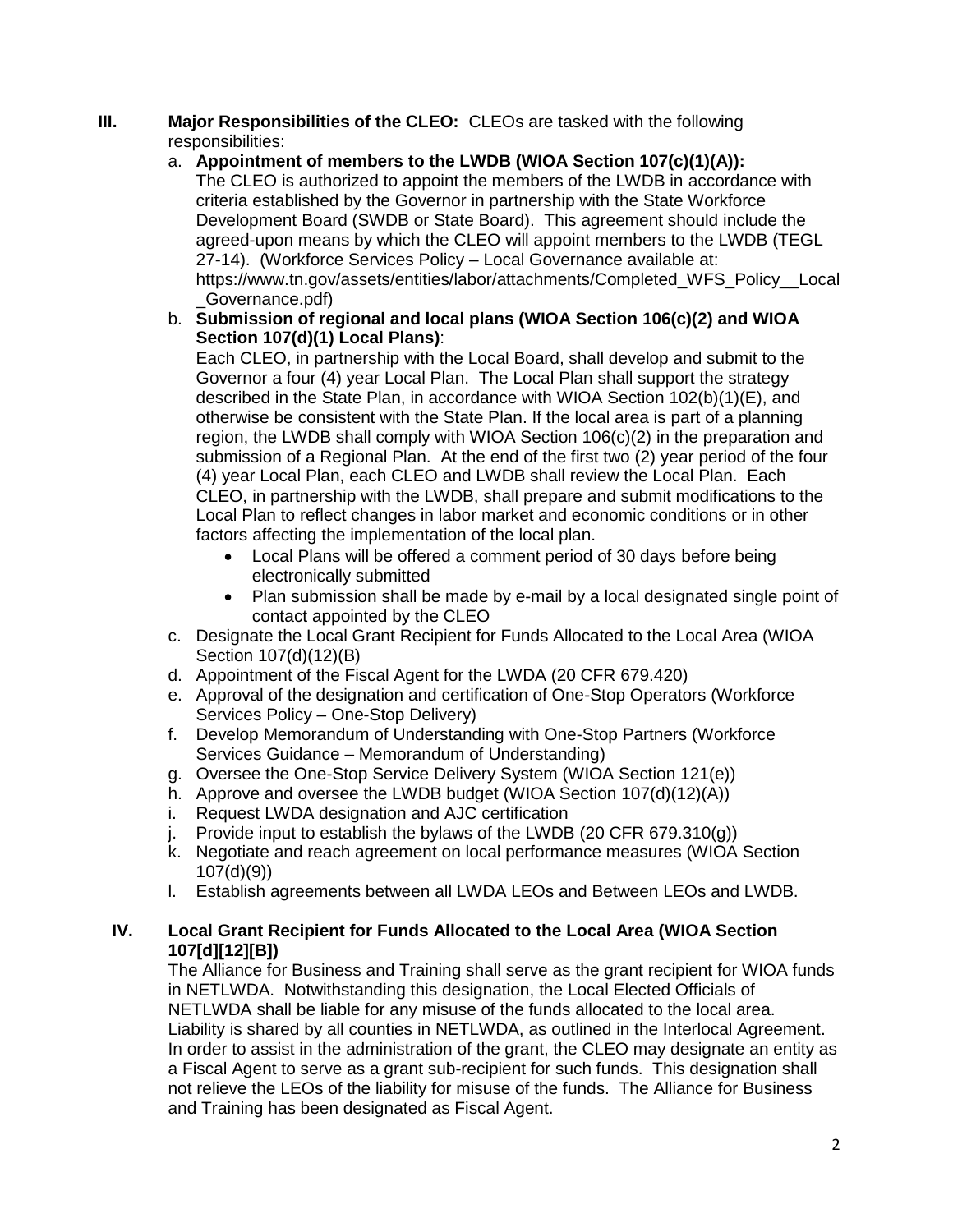## III. Major Responsibilities of the CLEO: 

CLEOs are tasked with the following responsibilities:

a. **Appointment of members to the LWDB (WIOA Section 107(c)(1)(A)):** The CLEO is authorized to appoint the members of the LWDB in accordance with criteria established by the Governor in partnership with the State Workforce Development Board (SWDB or State Board). This agreement should include the agreed-upon means by which the CLEO will appoint members to the LWDB (TEGL 27-14). (Workforce Services Policy – Local Governance available at: https://www.tn.gov/assets/entities/labor/attachments/Completed_WFS_Policy__Local_Governance.pdf)

b. **Submission of regional and local plans (WIOA Section 106(c)(2) and WIOA Section 107(d)(1) Local Plans)**: Each CLEO, in partnership with the Local Board, shall develop and submit to the Governor a four (4) year Local Plan. The Local Plan shall support the strategy described in the State Plan, in accordance with WIOA Section 102(b)(1)(E), and otherwise be consistent with the State Plan. If the local area is part of a planning region, the LWDB shall comply with WIOA Section 106(c)(2) in the preparation and submission of a Regional Plan. At the end of the first two (2) year period of the four (4) year Local Plan, each CLEO and LWDB shall review the Local Plan. Each CLEO, in partnership with the LWDB, shall prepare and submit modifications to the Local Plan to reflect changes in labor market and economic conditions or in other factors affecting the implementation of the local plan.
   - Local Plans will be offered a comment period of 30 days before being electronically submitted
   - Plan submission shall be made by e-mail by a local designated single point of contact appointed by the CLEO

c. Designate the Local Grant Recipient for Funds Allocated to the Local Area (WIOA Section 107(d)(12)(B)

d. Appointment of the Fiscal Agent for the LWDA (20 CFR 679.420)

e. Approval of the designation and certification of One-Stop Operators (Workforce Services Policy – One-Stop Delivery)

f. Develop Memorandum of Understanding with One-Stop Partners (Workforce Services Guidance – Memorandum of Understanding)

g. Oversee the One-Stop Service Delivery System (WIOA Section 121(e))

h. Approve and oversee the LWDB budget (WIOA Section 107(d)(12)(A))

i. Request LWDA designation and AJC certification

j. Provide input to establish the bylaws of the LWDB (20 CFR 679.310(g))

k. Negotiate and reach agreement on local performance measures (WIOA Section 107(d)(9))

l. Establish agreements between all LWDA LEOs and Between LEOs and LWDB.

## IV. Local Grant Recipient for Funds Allocated to the Local Area (WIOA Section 107[d][12][B])

The Alliance for Business and Training shall serve as the grant recipient for WIOA funds in NETLWDA. Notwithstanding this designation, the Local Elected Officials of NETLWDA shall be liable for any misuse of the funds allocated to the local area. Liability is shared by all counties in NETLWDA, as outlined in the Interlocal Agreement. In order to assist in the administration of the grant, the CLEO may designate an entity as a Fiscal Agent to serve as a grant sub-recipient for such funds. This designation shall not relieve the LEOs of the liability for misuse of the funds. The Alliance for Business and Training has been designated as Fiscal Agent.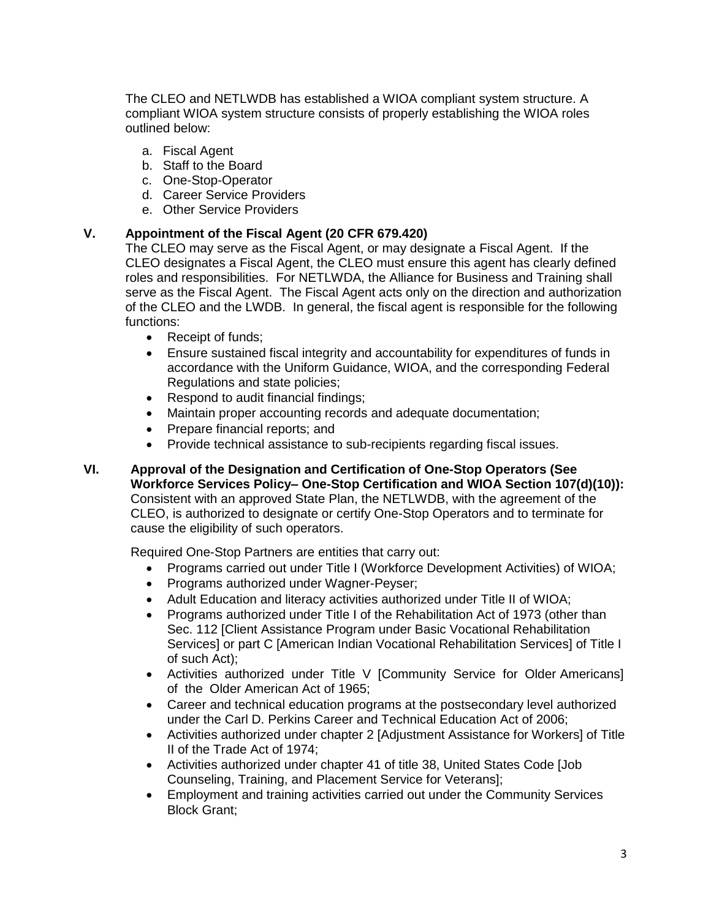The CLEO and NETLWDB has established a WIOA compliant system structure. A compliant WIOA system structure consists of properly establishing the WIOA roles outlined below:

a. Fiscal Agent
b. Staff to the Board
c. One-Stop-Operator
d. Career Service Providers
e. Other Service Providers

## V. Appointment of the Fiscal Agent (20 CFR 679.420)

The CLEO may serve as the Fiscal Agent, or may designate a Fiscal Agent. If the CLEO designates a Fiscal Agent, the CLEO must ensure this agent has clearly defined roles and responsibilities. For NETLWDA, the Alliance for Business and Training shall serve as the Fiscal Agent. The Fiscal Agent acts only on the direction and authorization of the CLEO and the LWDB. In general, the fiscal agent is responsible for the following functions:

- Receipt of funds;
- Ensure sustained fiscal integrity and accountability for expenditures of funds in accordance with the Uniform Guidance, WIOA, and the corresponding Federal Regulations and state policies;
- Respond to audit financial findings;
- Maintain proper accounting records and adequate documentation;
- Prepare financial reports; and
- Provide technical assistance to sub-recipients regarding fiscal issues.

## VI. Approval of the Designation and Certification of One-Stop Operators (See Workforce Services Policy– One-Stop Certification and WIOA Section 107(d)(10)):

Consistent with an approved State Plan, the NETLWDB, with the agreement of the CLEO, is authorized to designate or certify One-Stop Operators and to terminate for cause the eligibility of such operators.

Required One-Stop Partners are entities that carry out:

- Programs carried out under Title I (Workforce Development Activities) of WIOA;
- Programs authorized under Wagner-Peyser;
- Adult Education and literacy activities authorized under Title II of WIOA;
- Programs authorized under Title I of the Rehabilitation Act of 1973 (other than Sec. 112 [Client Assistance Program under Basic Vocational Rehabilitation Services] or part C [American Indian Vocational Rehabilitation Services] of Title I of such Act);
- Activities authorized under Title V [Community Service for Older Americans] of the Older American Act of 1965;
- Career and technical education programs at the postsecondary level authorized under the Carl D. Perkins Career and Technical Education Act of 2006;
- Activities authorized under chapter 2 [Adjustment Assistance for Workers] of Title II of the Trade Act of 1974;
- Activities authorized under chapter 41 of title 38, United States Code [Job Counseling, Training, and Placement Service for Veterans];
- Employment and training activities carried out under the Community Services Block Grant;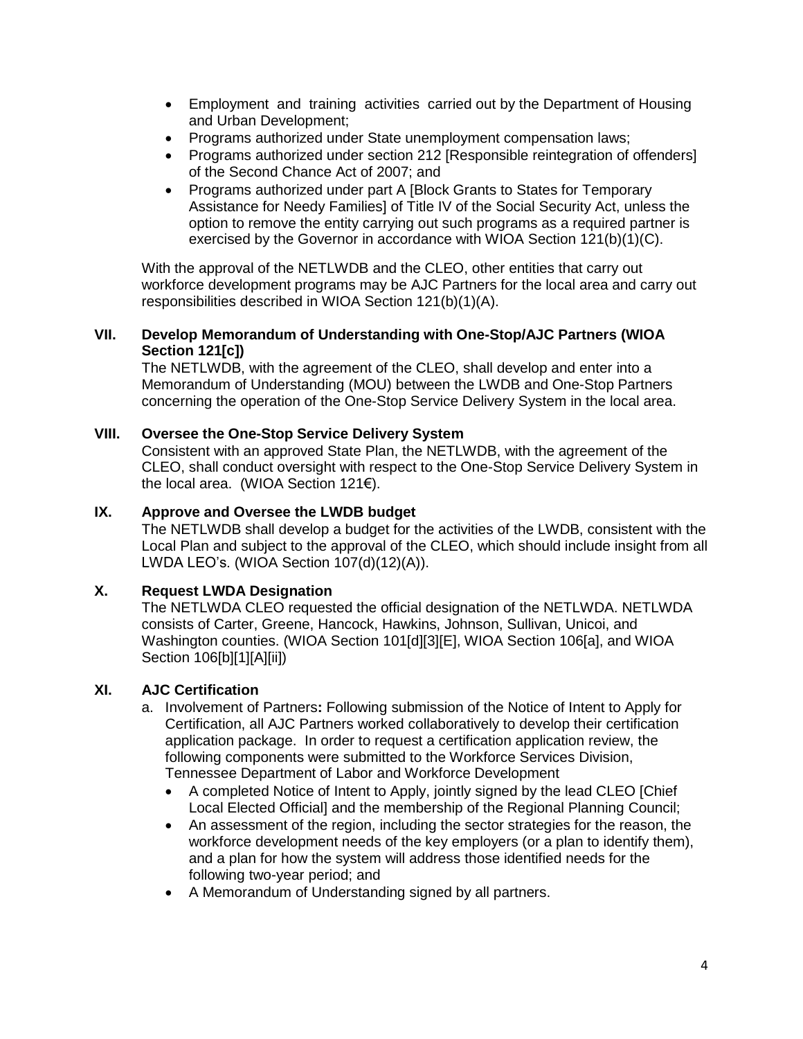- Employment and training activities carried out by the Department of Housing and Urban Development;
- Programs authorized under State unemployment compensation laws;
- Programs authorized under section 212 [Responsible reintegration of offenders] of the Second Chance Act of 2007; and
- Programs authorized under part A [Block Grants to States for Temporary Assistance for Needy Families] of Title IV of the Social Security Act, unless the option to remove the entity carrying out such programs as a required partner is exercised by the Governor in accordance with WIOA Section 121(b)(1)(C).

With the approval of the NETLWDB and the CLEO, other entities that carry out workforce development programs may be AJC Partners for the local area and carry out responsibilities described in WIOA Section 121(b)(1)(A).

## VII. Develop Memorandum of Understanding with One-Stop/AJC Partners (WIOA Section 121[c])

The NETLWDB, with the agreement of the CLEO, shall develop and enter into a Memorandum of Understanding (MOU) between the LWDB and One-Stop Partners concerning the operation of the One-Stop Service Delivery System in the local area.

## VIII. Oversee the One-Stop Service Delivery System

Consistent with an approved State Plan, the NETLWDB, with the agreement of the CLEO, shall conduct oversight with respect to the One-Stop Service Delivery System in the local area. (WIOA Section 121€).

## IX. Approve and Oversee the LWDB budget

The NETLWDB shall develop a budget for the activities of the LWDB, consistent with the Local Plan and subject to the approval of the CLEO, which should include insight from all LWDA LEO's. (WIOA Section 107(d)(12)(A)).

## X. Request LWDA Designation

The NETLWDA CLEO requested the official designation of the NETLWDA. NETLWDA consists of Carter, Greene, Hancock, Hawkins, Johnson, Sullivan, Unicoi, and Washington counties. (WIOA Section 101[d][3][E], WIOA Section 106[a], and WIOA Section 106[b][1][A][ii])

## XI. AJC Certification

a. Involvement of Partners**:** Following submission of the Notice of Intent to Apply for Certification, all AJC Partners worked collaboratively to develop their certification application package. In order to request a certification application review, the following components were submitted to the Workforce Services Division, Tennessee Department of Labor and Workforce Development
   - A completed Notice of Intent to Apply, jointly signed by the lead CLEO [Chief Local Elected Official] and the membership of the Regional Planning Council;
   - An assessment of the region, including the sector strategies for the reason, the workforce development needs of the key employers (or a plan to identify them), and a plan for how the system will address those identified needs for the following two-year period; and
   - A Memorandum of Understanding signed by all partners.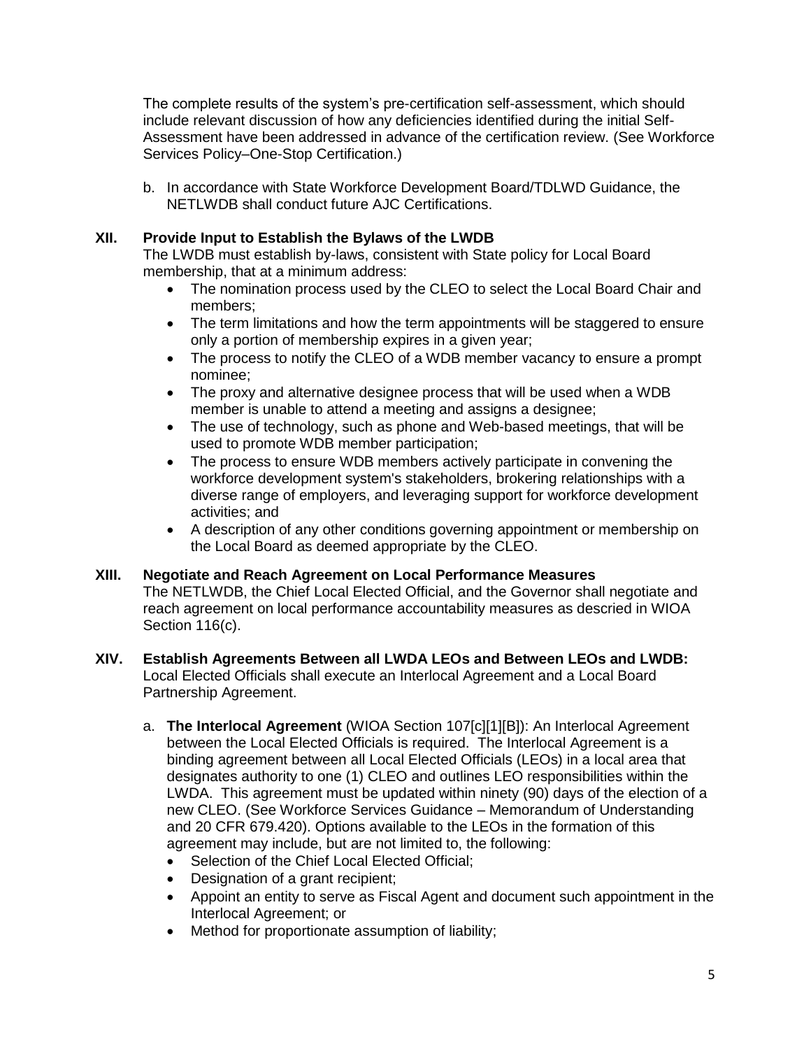The complete results of the system's pre-certification self-assessment, which should include relevant discussion of how any deficiencies identified during the initial Self-Assessment have been addressed in advance of the certification review. (See Workforce Services Policy–One-Stop Certification.)

b. In accordance with State Workforce Development Board/TDLWD Guidance, the NETLWDB shall conduct future AJC Certifications.

## XII. Provide Input to Establish the Bylaws of the LWDB

The LWDB must establish by-laws, consistent with State policy for Local Board membership, that at a minimum address:

- The nomination process used by the CLEO to select the Local Board Chair and members;
- The term limitations and how the term appointments will be staggered to ensure only a portion of membership expires in a given year;
- The process to notify the CLEO of a WDB member vacancy to ensure a prompt nominee;
- The proxy and alternative designee process that will be used when a WDB member is unable to attend a meeting and assigns a designee;
- The use of technology, such as phone and Web-based meetings, that will be used to promote WDB member participation;
- The process to ensure WDB members actively participate in convening the workforce development system's stakeholders, brokering relationships with a diverse range of employers, and leveraging support for workforce development activities; and
- A description of any other conditions governing appointment or membership on the Local Board as deemed appropriate by the CLEO.

## XIII. Negotiate and Reach Agreement on Local Performance Measures

The NETLWDB, the Chief Local Elected Official, and the Governor shall negotiate and reach agreement on local performance accountability measures as descried in WIOA Section 116(c).

## XIV. Establish Agreements Between all LWDA LEOs and Between LEOs and LWDB:

Local Elected Officials shall execute an Interlocal Agreement and a Local Board Partnership Agreement.

a. **The Interlocal Agreement** (WIOA Section 107[c][1][B]): An Interlocal Agreement between the Local Elected Officials is required. The Interlocal Agreement is a binding agreement between all Local Elected Officials (LEOs) in a local area that designates authority to one (1) CLEO and outlines LEO responsibilities within the LWDA. This agreement must be updated within ninety (90) days of the election of a new CLEO. (See Workforce Services Guidance – Memorandum of Understanding and 20 CFR 679.420). Options available to the LEOs in the formation of this agreement may include, but are not limited to, the following:

- Selection of the Chief Local Elected Official;
- Designation of a grant recipient;
- Appoint an entity to serve as Fiscal Agent and document such appointment in the Interlocal Agreement; or
- Method for proportionate assumption of liability;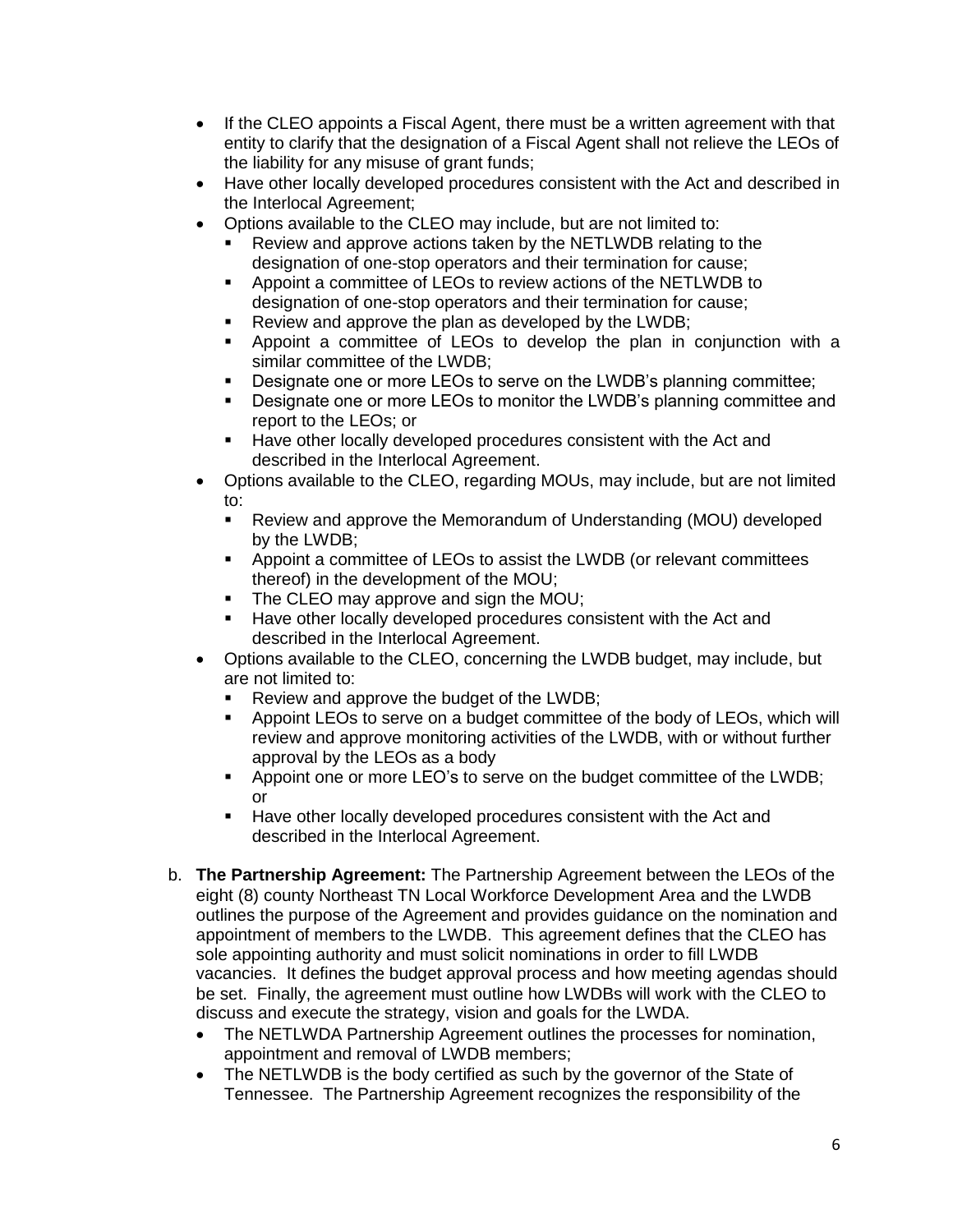- If the CLEO appoints a Fiscal Agent, there must be a written agreement with that entity to clarify that the designation of a Fiscal Agent shall not relieve the LEOs of the liability for any misuse of grant funds;
- Have other locally developed procedures consistent with the Act and described in the Interlocal Agreement;
- Options available to the CLEO may include, but are not limited to:
  - Review and approve actions taken by the NETLWDB relating to the designation of one-stop operators and their termination for cause;
  - Appoint a committee of LEOs to review actions of the NETLWDB to designation of one-stop operators and their termination for cause;
  - Review and approve the plan as developed by the LWDB;
  - Appoint a committee of LEOs to develop the plan in conjunction with a similar committee of the LWDB;
  - Designate one or more LEOs to serve on the LWDB's planning committee;
  - Designate one or more LEOs to monitor the LWDB's planning committee and report to the LEOs; or
  - Have other locally developed procedures consistent with the Act and described in the Interlocal Agreement.
- Options available to the CLEO, regarding MOUs, may include, but are not limited to:
  - Review and approve the Memorandum of Understanding (MOU) developed by the LWDB;
  - Appoint a committee of LEOs to assist the LWDB (or relevant committees thereof) in the development of the MOU;
  - The CLEO may approve and sign the MOU;
  - Have other locally developed procedures consistent with the Act and described in the Interlocal Agreement.
- Options available to the CLEO, concerning the LWDB budget, may include, but are not limited to:
  - Review and approve the budget of the LWDB;
  - Appoint LEOs to serve on a budget committee of the body of LEOs, which will review and approve monitoring activities of the LWDB, with or without further approval by the LEOs as a body
  - Appoint one or more LEO's to serve on the budget committee of the LWDB; or
  - Have other locally developed procedures consistent with the Act and described in the Interlocal Agreement.

b. **The Partnership Agreement:** The Partnership Agreement between the LEOs of the eight (8) county Northeast TN Local Workforce Development Area and the LWDB outlines the purpose of the Agreement and provides guidance on the nomination and appointment of members to the LWDB. This agreement defines that the CLEO has sole appointing authority and must solicit nominations in order to fill LWDB vacancies. It defines the budget approval process and how meeting agendas should be set. Finally, the agreement must outline how LWDBs will work with the CLEO to discuss and execute the strategy, vision and goals for the LWDA.

- The NETLWDA Partnership Agreement outlines the processes for nomination, appointment and removal of LWDB members;
- The NETLWDB is the body certified as such by the governor of the State of Tennessee. The Partnership Agreement recognizes the responsibility of the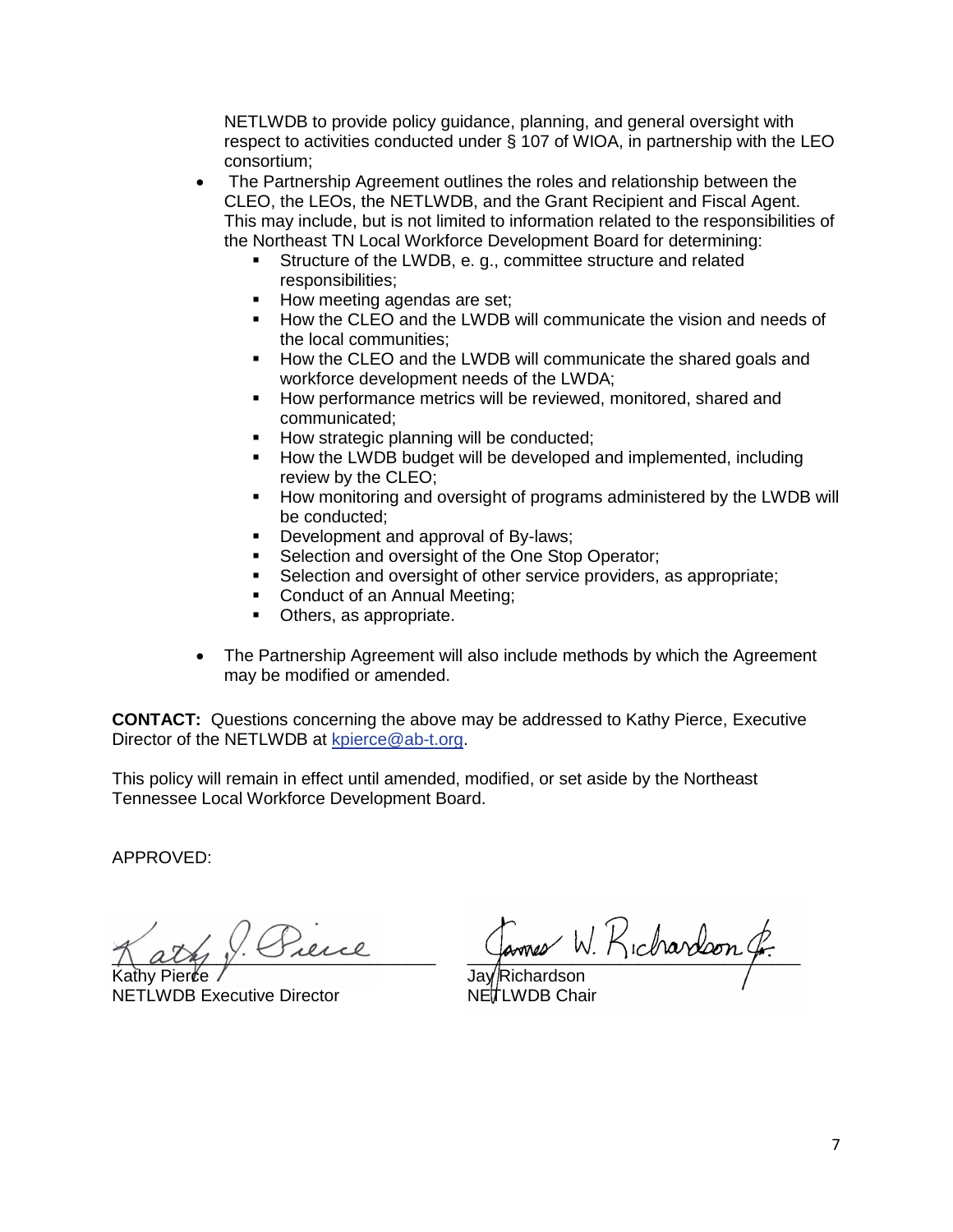NETLWDB to provide policy guidance, planning, and general oversight with respect to activities conducted under § 107 of WIOA, in partnership with the LEO consortium;

- The Partnership Agreement outlines the roles and relationship between the CLEO, the LEOs, the NETLWDB, and the Grant Recipient and Fiscal Agent. This may include, but is not limited to information related to the responsibilities of the Northeast TN Local Workforce Development Board for determining:
  - Structure of the LWDB, e. g., committee structure and related responsibilities;
  - How meeting agendas are set;
  - How the CLEO and the LWDB will communicate the vision and needs of the local communities;
  - How the CLEO and the LWDB will communicate the shared goals and workforce development needs of the LWDA;
  - How performance metrics will be reviewed, monitored, shared and communicated;
  - How strategic planning will be conducted;
  - How the LWDB budget will be developed and implemented, including review by the CLEO;
  - How monitoring and oversight of programs administered by the LWDB will be conducted;
  - Development and approval of By-laws;
  - Selection and oversight of the One Stop Operator;
  - Selection and oversight of other service providers, as appropriate;
  - Conduct of an Annual Meeting;
  - Others, as appropriate.

- The Partnership Agreement will also include methods by which the Agreement may be modified or amended.

**CONTACT:** Questions concerning the above may be addressed to Kathy Pierce, Executive Director of the NETLWDB at kpierce@ab-t.org.

This policy will remain in effect until amended, modified, or set aside by the Northeast Tennessee Local Workforce Development Board.

APPROVED:

Kathy Pierce
NETLWDB Executive Director

Jay Richardson
NETLWDB Chair